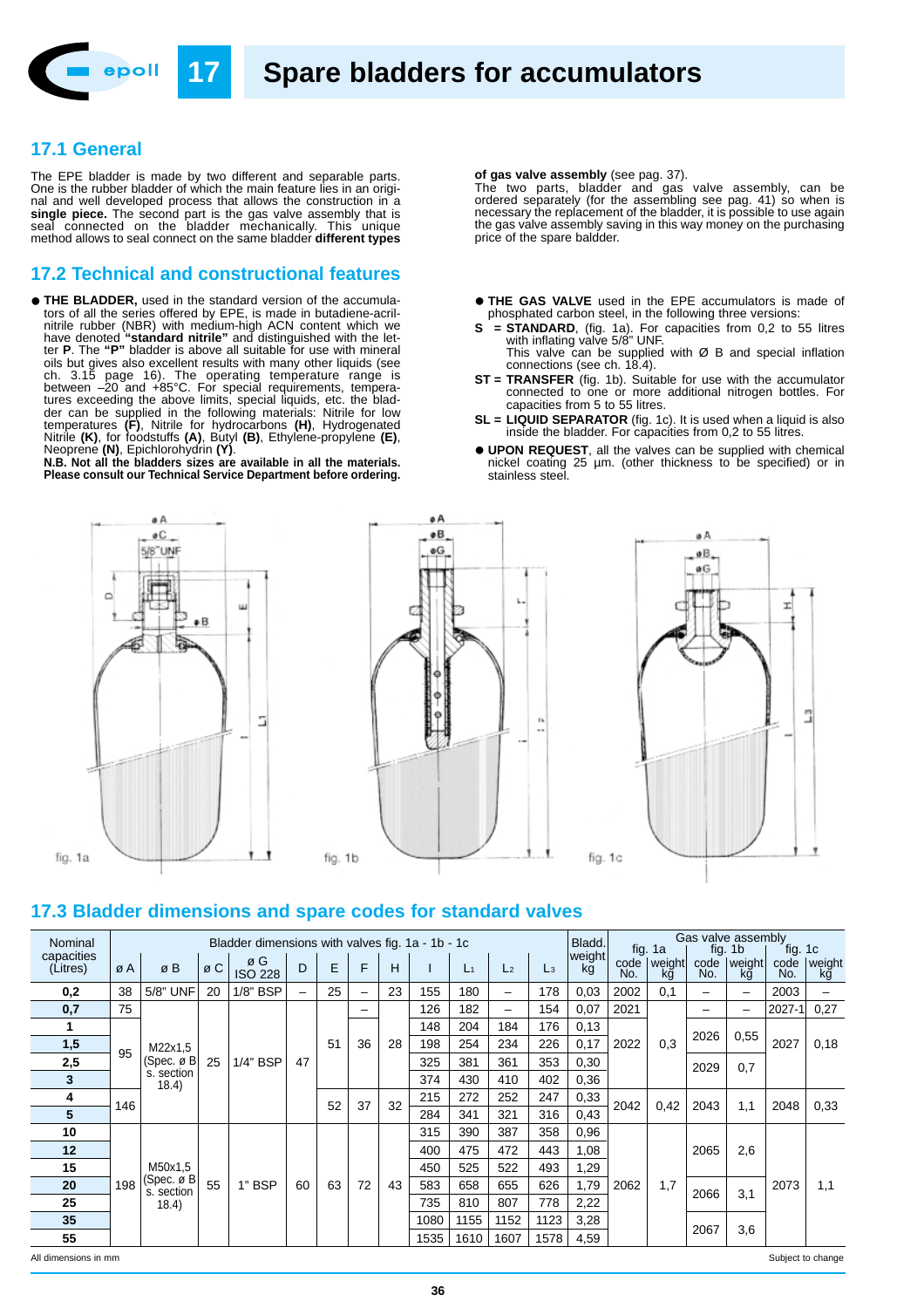# 17 Spare bladders for accumulators

## 17.1 General

The EPE bladder is made by two different and separable parts. One is the rubber bladder of which the main feature lies in an original and well developed process that allows the construction in a **single piece.** The second part is the gas valve assembly that is seal connected on the bladder mechanically. This unique method allows to seal connect on the same bladder **different types of gas valve assembly** (see pag. 37).

The two parts, bladder and gas valve assembly, can be ordered separately (for the assembling see pag. 41) so when is necessary the replacement of the bladder, it is possible to use again the gas valve assembly saving in this way money on the purchasing price of the spare baldder.

## 17.2 Technical and constructional features

- **THE BLADDER,** used in the standard version of the accumulators of all the series offered by EPE, is made in butadiene-acrilnitrile rubber (NBR) with medium-high ACN content which we have denoted **"standard nitrile"** and distinguished with the letter **P**. The **"P"** bladder is above all suitable for use with mineral oils but gives also excellent results with many other liquids (see ch. 3.15 page 16). The operating temperature range is between –20 and +85°C. For special requirements, temperatures exceeding the above limits, special liquids, etc. the bladder can be supplied in the following materials: Nitrile for low temperatures **(F)**, Nitrile for hydrocarbons **(H)**, Hydrogenated Nitrile **(K)**, for foodstuffs **(A)**, Butyl **(B)**, Ethylene-propylene **(E)**, Neoprene **(N)**, Epichlorohydrin **(Y)**.
**N.B. Not all the bladders sizes are available in all the materials. Please consult our Technical Service Department before ordering.**

- **THE GAS VALVE** used in the EPE accumulators is made of phosphated carbon steel, in the following three versions:

**S = STANDARD**, (fig. 1a). For capacities from 0,2 to 55 litres with inflating valve 5/8" UNF.
This valve can be supplied with Ø B and special inflation connections (see ch. 18.4).

**ST = TRANSFER** (fig. 1b). Suitable for use with the accumulator connected to one or more additional nitrogen bottles. For capacities from 5 to 55 litres.

**SL = LIQUID SEPARATOR** (fig. 1c). It is used when a liquid is also inside the bladder. For capacities from 0,2 to 55 litres.

- **UPON REQUEST**, all the valves can be supplied with chemical nickel coating 25 µm. (other thickness to be specified) or in stainless steel.

fig. 1a fig. 1b fig. 1c

## 17.3 Bladder dimensions and spare codes for standard valves

| Nominal capacities (Litres) | Bladder dimensions with valves fig. 1a - 1b - 1c | | | | | | | | | | | | Bladd. weight kg | Gas valve assembly | | | | | |
|---|---|---|---|---|---|---|---|---|---|---|---|---|---|---|---|---|---|---|---|
| | | | | | | | | | | | | | | fig. 1a | | fig. 1b | | fig. 1c | |
| | ø A | ø B | ø C | ø G ISO 228 | D | E | F | H | I | $L_1$ | $L_2$ | $L_3$ | | code No. | weight kg | code No. | weight kg | code No. | weight kg |
| **0,2** | 38 | 5/8" UNF | 20 | 1/8" BSP | – | 25 | – | 23 | 155 | 180 | – | 178 | 0,03 | 2002 | 0,1 | – | – | 2003 | – |
| **0,7** | 75 | M22x1,5 (Spec. ø B s. section 18.4) | 25 | 1/4" BSP | 47 | 51 | – | 28 | 126 | 182 | – | 154 | 0,07 | 2021 | 0,3 | – | – | 2027-1 | 0,27 |
| **1** | 95 | | | | | | 36 | | 148 | 204 | 184 | 176 | 0,13 | 2022 | | 2026 | 0,55 | 2027 | 0,18 |
| **1,5** | | | | | | | | | 198 | 254 | 234 | 226 | 0,17 | | | | | | |
| **2,5** | | | | | | | | | 325 | 381 | 361 | 353 | 0,30 | | | 2029 | 0,7 | | |
| **3** | | | | | | | | | 374 | 430 | 410 | 402 | 0,36 | | | | | | |
| **4** | 146 | | | | | 52 | 37 | 32 | 215 | 272 | 252 | 247 | 0,33 | 2042 | 0,42 | 2043 | 1,1 | 2048 | 0,33 |
| **5** | | | | | | | | | 284 | 341 | 321 | 316 | 0,43 | | | | | | |
| **10** | 198 | M50x1,5 (Spec. ø B s. section 18.4) | 55 | 1" BSP | 60 | 63 | 72 | 43 | 315 | 390 | 387 | 358 | 0,96 | 2062 | 1,7 | 2065 | 2,6 | 2073 | 1,1 |
| **12** | | | | | | | | | 400 | 475 | 472 | 443 | 1,08 | | | | | | |
| **15** | | | | | | | | | 450 | 525 | 522 | 493 | 1,29 | | | | | | |
| **20** | | | | | | | | | 583 | 658 | 655 | 626 | 1,79 | | | 2066 | 3,1 | | |
| **25** | | | | | | | | | 735 | 810 | 807 | 778 | 2,22 | | | | | | |
| **35** | | | | | | | | | 1080 | 1155 | 1152 | 1123 | 3,28 | | | 2067 | 3,6 | | |
| **55** | | | | | | | | | 1535 | 1610 | 1607 | 1578 | 4,59 | | | | | | |

All dimensions in mm

Subject to change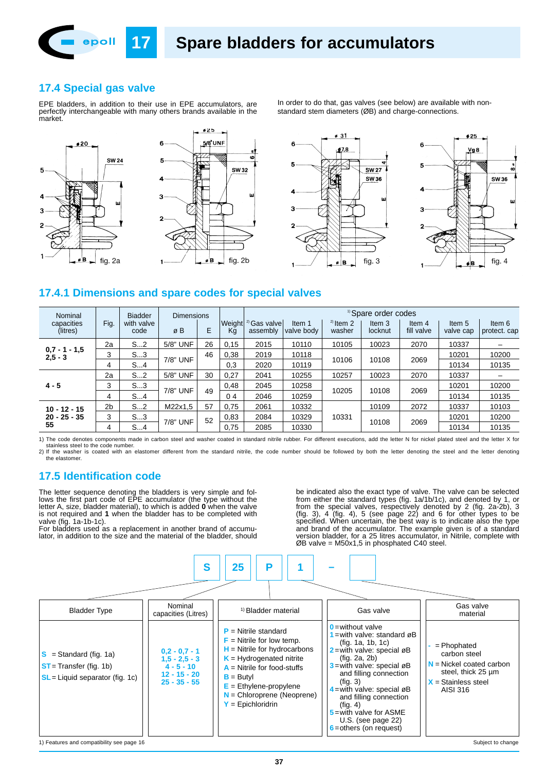# Spare bladders for accumulators

## 17.4 Special gas valve

EPE bladders, in addition to their use in EPE accumulators, are perfectly interchangeable with many others brands available in the market.

In order to do that, gas valves (see below) are available with non-standard stem diameters (ØB) and charge-connections.

ø20
SW 24
fig. 2a

ø25
5/8" UNF
SW 32
fig. 2b

ø 31
ø7,8
SW 27
SW 36
fig. 3

ø25
Vg8
SW 36
fig. 4

## 17.4.1 Dimensions and spare codes for special valves

| Nominal capacities (litres) | Fig. | Biadder with valve code | Dimensions | | Weight Kg | [1] Spare order codes | | | | | | |
|---|---|---|---|---|---|---|---|---|---|---|---|---|
| | | | ø B | E | | [2] Gas valve assembly | Item 1 valve body | [2] Item 2 washer | Item 3 locknut | Item 4 fill valve | Item 5 valve cap | Item 6 protect. cap |
| **0,7 - 1 - 1,5 2,5 - 3** | 2a | S...2 | 5/8" UNF | 26 | 0,15 | 2015 | 10110 | 10105 | 10023 | 2070 | 10337 | – |
| | 3 | S...3 | 7/8" UNF | 46 | 0,38 | 2019 | 10118 | 10106 | 10108 | 2069 | 10201 | 10200 |
| | 4 | S...4 | | | 0,3 | 2020 | 10119 | | | | 10134 | 10135 |
| **4 - 5** | 2a | S...2 | 5/8" UNF | 30 | 0,27 | 2041 | 10255 | 10257 | 10023 | 2070 | 10337 | – |
| | 3 | S...3 | 7/8" UNF | 49 | 0,48 | 2045 | 10258 | 10205 | 10108 | 2069 | 10201 | 10200 |
| | 4 | S...4 | | | 0 4 | 2046 | 10259 | | | | 10134 | 10135 |
| **10 - 12 - 15 20 - 25 - 35 55** | 2b | S...2 | M22x1,5 | 57 | 0,75 | 2061 | 10332 | 10331 | 10109 | 2072 | 10337 | 10103 |
| | 3 | S...3 | 7/8" UNF | 52 | 0,83 | 2084 | 10329 | | 10108 | 2069 | 10201 | 10200 |
| | 4 | S...4 | | | 0,75 | 2085 | 10330 | | | | 10134 | 10135 |

1) The code denotes components made in carbon steel and washer coated in standard nitrile rubber. For different executions, add the letter N for nickel plated steel and the letter X for stainless steel to the code number.
2) If the washer is coated with an elastomer different from the standard nitrile, the code number should be followed by both the letter denoting the steel and the letter denoting the elastomer.

## 17.5 Identification code

The letter sequence denoting the bladders is very simple and follows the first part code of EPE accumulator (the type without the letter A, size, bladder material), to which is added **0** when the valve is not required and **1** when the bladder has to be completed with valve (fig. 1a-1b-1c).
For bladders used as a replacement in another brand of accumulator, in addition to the size and the material of the bladder, should be indicated also the exact type of valve. The valve can be selected from either the standard types (fig. 1a/1b/1c), and denoted by 1, or from the special valves, respectively denoted by 2 (fig. 2a-2b), 3 (fig. 3), 4 (fig. 4), 5 (see page 22) and 6 for other types to be specified. When uncertain, the best way is to indicate also the type and brand of the accumulator. The example given is of a standard version bladder, for a 25 litres accumulator, in Nitrile, complete with ØB valve = M50x1,5 in phosphated C40 steel.

**S** | **25** | **P** | **1** | **–** |

| Bladder Type | Nominal capacities (Litres) | [1] Bladder material | Gas valve | Gas valve material |
|---|---|---|---|---|
| **S** = Standard (fig. 1a)<br>**ST** = Transfer (fig. 1b)<br>**SL** = Liquid separator (fig. 1c) | **0,2 - 0,7 - 1**<br>**1,5 - 2,5 - 3**<br>**4 - 5 - 10**<br>**12 - 15 - 20**<br>**25 - 35 - 55** | **P** = Nitrile standard<br>**F** = Nitrile for low temp.<br>**H** = Nitrile for hydrocarbons<br>**K** = Hydrogenated nitrite<br>**A** = Nitrile for food-stuffs<br>**B** = Butyl<br>**E** = Ethylene-propylene<br>**N** = Chloroprene (Neoprene)<br>**Y** = Epichloridrin | **0** = without valve<br>**1** = with valve: standard øB (fig. 1a, 1b, 1c)<br>**2** = with valve: special øB (fig. 2a, 2b)<br>**3** = with valve: special øB and filling connection (fig. 3)<br>**4** = with valve: special øB and filling connection (fig. 4)<br>**5** = with valve for ASME U.S. (see page 22)<br>**6** = others (on request) | **-** = Phophated carbon steel<br>**N** = Nickel coated carbon steel, thick 25 µm<br>**X** = Stainless steel AISI 316 |

1) Features and compatibility see page 16

Subject to change